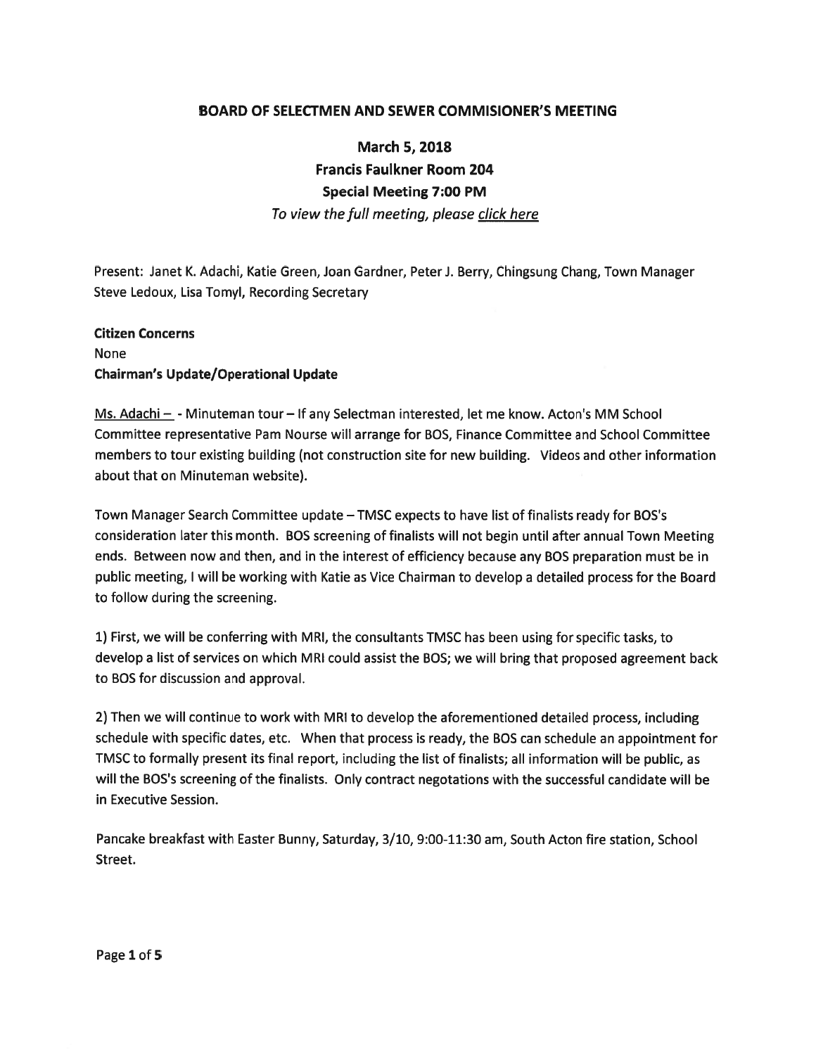# BOARD OF SELECTMEN AND SEWER COMMISIONER'S MEETING

**March 5, 2018**
**Francis Faulkner Room 204**
**Special Meeting 7:00 PM**
*To view the full meeting, please click here*

Present: Janet K. Adachi, Katie Green, Joan Gardner, Peter J. Berry, Chingsung Chang, Town Manager Steve Ledoux, Lisa Tomyl, Recording Secretary

**Citizen Concerns**
None
**Chairman's Update/Operational Update**

Ms. Adachi – - Minuteman tour – If any Selectman interested, let me know. Acton's MM School Committee representative Pam Nourse will arrange for BOS, Finance Committee and School Committee members to tour existing building (not construction site for new building. Videos and other information about that on Minuteman website).

Town Manager Search Committee update – TMSC expects to have list of finalists ready for BOS's consideration later this month. BOS screening of finalists will not begin until after annual Town Meeting ends. Between now and then, and in the interest of efficiency because any BOS preparation must be in public meeting, I will be working with Katie as Vice Chairman to develop a detailed process for the Board to follow during the screening.

1) First, we will be conferring with MRI, the consultants TMSC has been using for specific tasks, to develop a list of services on which MRI could assist the BOS; we will bring that proposed agreement back to BOS for discussion and approval.

2) Then we will continue to work with MRI to develop the aforementioned detailed process, including schedule with specific dates, etc. When that process is ready, the BOS can schedule an appointment for TMSC to formally present its final report, including the list of finalists; all information will be public, as will the BOS's screening of the finalists. Only contract negotations with the successful candidate will be in Executive Session.

Pancake breakfast with Easter Bunny, Saturday, 3/10, 9:00-11:30 am, South Acton fire station, School Street.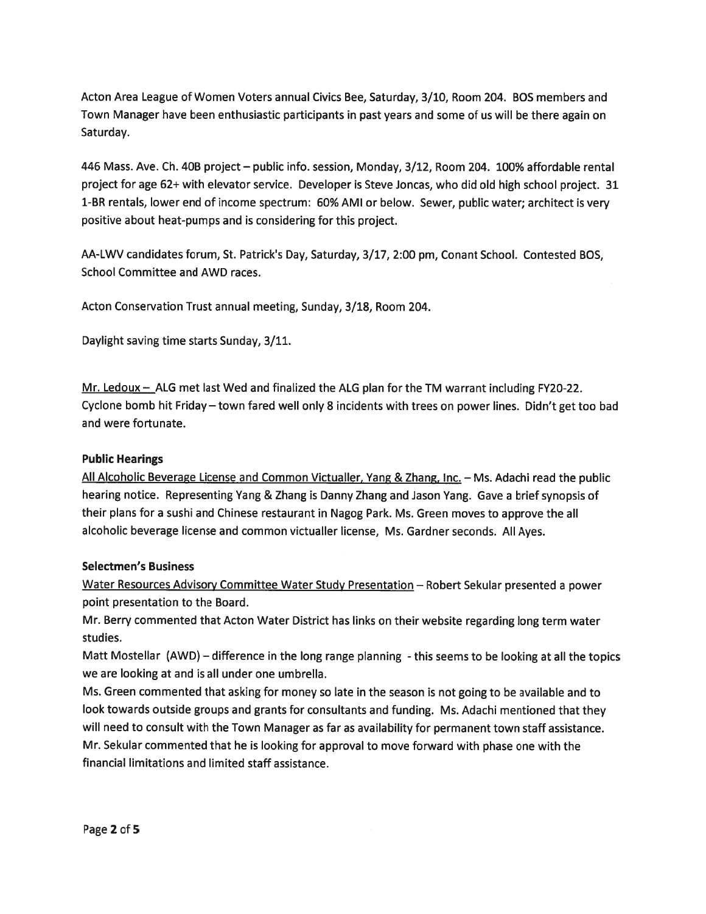Acton Area League of Women Voters annual Civics Bee, Saturday, 3/10, Room 204. BOS members and Town Manager have been enthusiastic participants in past years and some of us will be there again on Saturday.

446 Mass. Ave. Ch. 40B project – public info. session, Monday, 3/12, Room 204. 100% affordable rental project for age 62+ with elevator service. Developer is Steve Joncas, who did old high school project. 31 1-BR rentals, lower end of income spectrum: 60% AMI or below. Sewer, public water; architect is very positive about heat-pumps and is considering for this project.

AA-LWV candidates forum, St. Patrick's Day, Saturday, 3/17, 2:00 pm, Conant School. Contested BOS, School Committee and AWD races.

Acton Conservation Trust annual meeting, Sunday, 3/18, Room 204.

Daylight saving time starts Sunday, 3/11.

Mr. Ledoux – ALG met last Wed and finalized the ALG plan for the TM warrant including FY20-22. Cyclone bomb hit Friday – town fared well only 8 incidents with trees on power lines. Didn't get too bad and were fortunate.

**Public Hearings**

All Alcoholic Beverage License and Common Victualler, Yang & Zhang, Inc. – Ms. Adachi read the public hearing notice. Representing Yang & Zhang is Danny Zhang and Jason Yang. Gave a brief synopsis of their plans for a sushi and Chinese restaurant in Nagog Park. Ms. Green moves to approve the all alcoholic beverage license and common victualler license, Ms. Gardner seconds. All Ayes.

**Selectmen's Business**

Water Resources Advisory Committee Water Study Presentation – Robert Sekular presented a power point presentation to the Board.

Mr. Berry commented that Acton Water District has links on their website regarding long term water studies.

Matt Mostellar (AWD) – difference in the long range planning - this seems to be looking at all the topics we are looking at and is all under one umbrella.

Ms. Green commented that asking for money so late in the season is not going to be available and to look towards outside groups and grants for consultants and funding. Ms. Adachi mentioned that they will need to consult with the Town Manager as far as availability for permanent town staff assistance. Mr. Sekular commented that he is looking for approval to move forward with phase one with the financial limitations and limited staff assistance.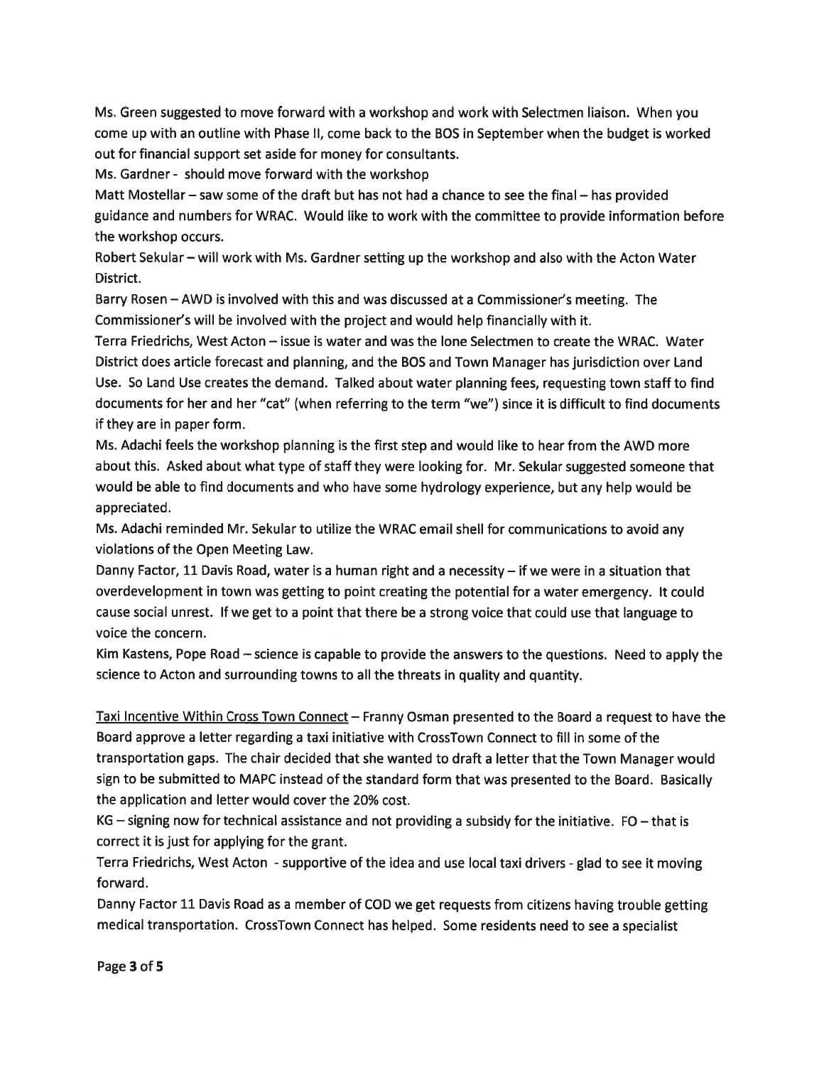Ms. Green suggested to move forward with a workshop and work with Selectmen liaison. When you come up with an outline with Phase II, come back to the BOS in September when the budget is worked out for financial support set aside for money for consultants.

Ms. Gardner - should move forward with the workshop

Matt Mostellar – saw some of the draft but has not had a chance to see the final – has provided guidance and numbers for WRAC. Would like to work with the committee to provide information before the workshop occurs.

Robert Sekular – will work with Ms. Gardner setting up the workshop and also with the Acton Water District.

Barry Rosen – AWD is involved with this and was discussed at a Commissioner's meeting. The Commissioner's will be involved with the project and would help financially with it.

Terra Friedrichs, West Acton – issue is water and was the lone Selectmen to create the WRAC. Water District does article forecast and planning, and the BOS and Town Manager has jurisdiction over Land Use. So Land Use creates the demand. Talked about water planning fees, requesting town staff to find documents for her and her "cat" (when referring to the term "we") since it is difficult to find documents if they are in paper form.

Ms. Adachi feels the workshop planning is the first step and would like to hear from the AWD more about this. Asked about what type of staff they were looking for. Mr. Sekular suggested someone that would be able to find documents and who have some hydrology experience, but any help would be appreciated.

Ms. Adachi reminded Mr. Sekular to utilize the WRAC email shell for communications to avoid any violations of the Open Meeting Law.

Danny Factor, 11 Davis Road, water is a human right and a necessity – if we were in a situation that overdevelopment in town was getting to point creating the potential for a water emergency. It could cause social unrest. If we get to a point that there be a strong voice that could use that language to voice the concern.

Kim Kastens, Pope Road – science is capable to provide the answers to the questions. Need to apply the science to Acton and surrounding towns to all the threats in quality and quantity.

<u>Taxi Incentive Within Cross Town Connect</u> – Franny Osman presented to the Board a request to have the Board approve a letter regarding a taxi initiative with CrossTown Connect to fill in some of the transportation gaps. The chair decided that she wanted to draft a letter that the Town Manager would sign to be submitted to MAPC instead of the standard form that was presented to the Board. Basically the application and letter would cover the 20% cost.

KG – signing now for technical assistance and not providing a subsidy for the initiative. FO – that is correct it is just for applying for the grant.

Terra Friedrichs, West Acton - supportive of the idea and use local taxi drivers - glad to see it moving forward.

Danny Factor 11 Davis Road as a member of COD we get requests from citizens having trouble getting medical transportation. CrossTown Connect has helped. Some residents need to see a specialist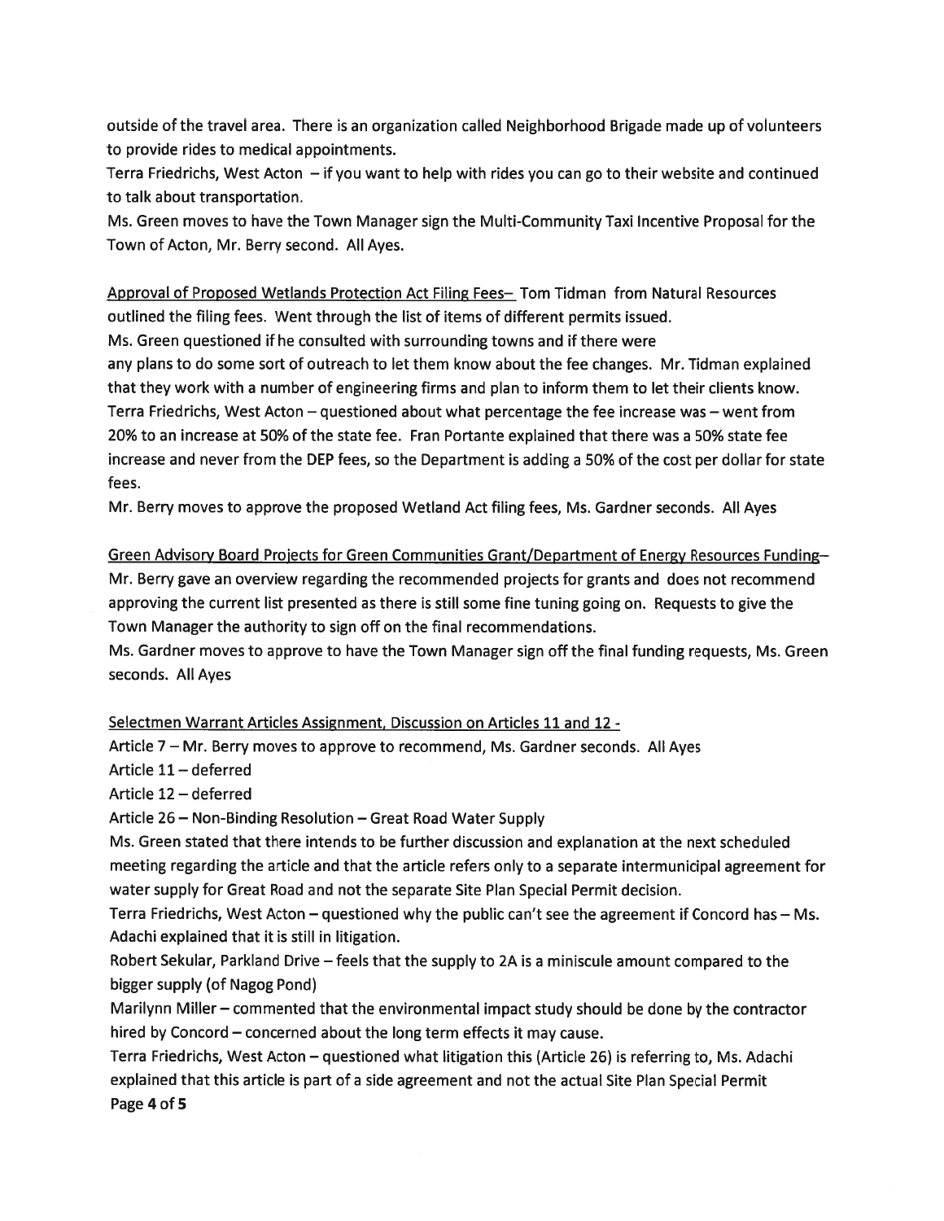outside of the travel area. There is an organization called Neighborhood Brigade made up of volunteers to provide rides to medical appointments.

Terra Friedrichs, West Acton – if you want to help with rides you can go to their website and continued to talk about transportation.

Ms. Green moves to have the Town Manager sign the Multi-Community Taxi Incentive Proposal for the Town of Acton, Mr. Berry second. All Ayes.

Approval of Proposed Wetlands Protection Act Filing Fees– Tom Tidman from Natural Resources outlined the filing fees. Went through the list of items of different permits issued.

Ms. Green questioned if he consulted with surrounding towns and if there were any plans to do some sort of outreach to let them know about the fee changes. Mr. Tidman explained that they work with a number of engineering firms and plan to inform them to let their clients know.

Terra Friedrichs, West Acton – questioned about what percentage the fee increase was – went from 20% to an increase at 50% of the state fee. Fran Portante explained that there was a 50% state fee increase and never from the DEP fees, so the Department is adding a 50% of the cost per dollar for state fees.

Mr. Berry moves to approve the proposed Wetland Act filing fees, Ms. Gardner seconds. All Ayes

Green Advisory Board Projects for Green Communities Grant/Department of Energy Resources Funding– Mr. Berry gave an overview regarding the recommended projects for grants and does not recommend approving the current list presented as there is still some fine tuning going on. Requests to give the Town Manager the authority to sign off on the final recommendations.

Ms. Gardner moves to approve to have the Town Manager sign off the final funding requests, Ms. Green seconds. All Ayes

Selectmen Warrant Articles Assignment, Discussion on Articles 11 and 12 -

Article 7 – Mr. Berry moves to approve to recommend, Ms. Gardner seconds. All Ayes

Article 11 – deferred

Article 12 – deferred

Article 26 – Non-Binding Resolution – Great Road Water Supply

Ms. Green stated that there intends to be further discussion and explanation at the next scheduled meeting regarding the article and that the article refers only to a separate intermunicipal agreement for water supply for Great Road and not the separate Site Plan Special Permit decision.

Terra Friedrichs, West Acton – questioned why the public can't see the agreement if Concord has – Ms. Adachi explained that it is still in litigation.

Robert Sekular, Parkland Drive – feels that the supply to 2A is a miniscule amount compared to the bigger supply (of Nagog Pond)

Marilynn Miller – commented that the environmental impact study should be done by the contractor hired by Concord – concerned about the long term effects it may cause.

Terra Friedrichs, West Acton – questioned what litigation this (Article 26) is referring to, Ms. Adachi explained that this article is part of a side agreement and not the actual Site Plan Special Permit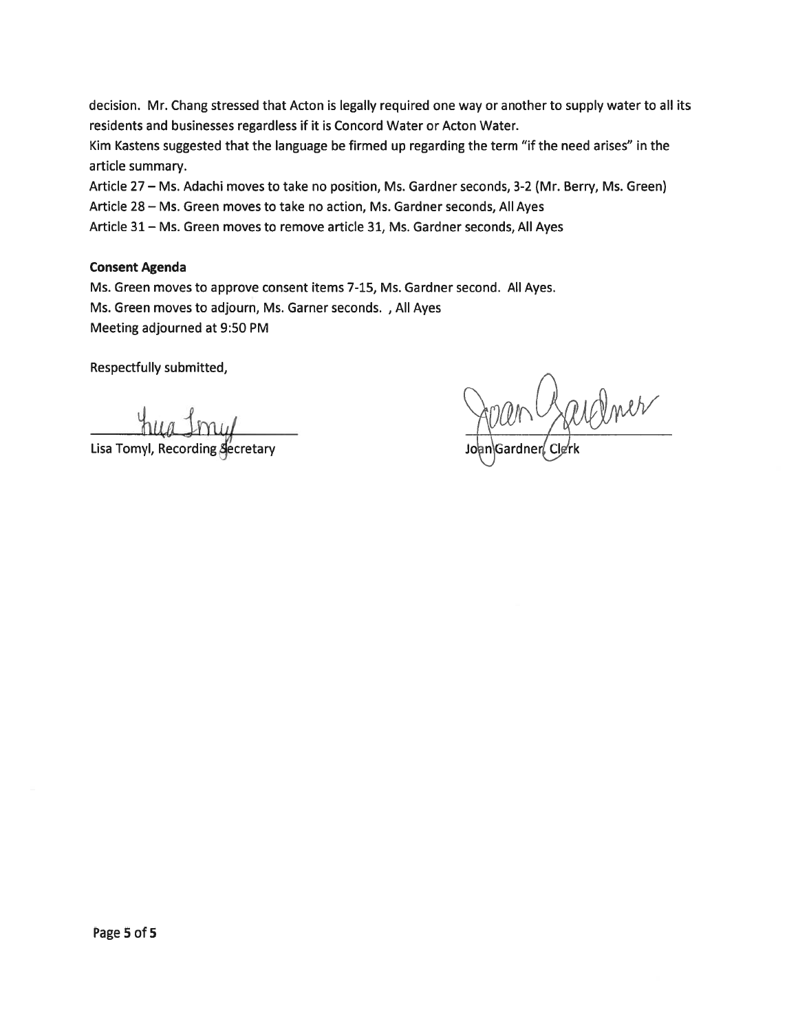decision. Mr. Chang stressed that Acton is legally required one way or another to supply water to all its residents and businesses regardless if it is Concord Water or Acton Water.

Kim Kastens suggested that the language be firmed up regarding the term "if the need arises" in the article summary.

Article 27 – Ms. Adachi moves to take no position, Ms. Gardner seconds, 3-2 (Mr. Berry, Ms. Green)

Article 28 – Ms. Green moves to take no action, Ms. Gardner seconds, All Ayes

Article 31 – Ms. Green moves to remove article 31, Ms. Gardner seconds, All Ayes

**Consent Agenda**

Ms. Green moves to approve consent items 7-15, Ms. Gardner second. All Ayes.

Ms. Green moves to adjourn, Ms. Garner seconds. , All Ayes

Meeting adjourned at 9:50 PM

Respectfully submitted,

Lisa Tomyl, Recording Secretary

Joan Gardner, Clerk